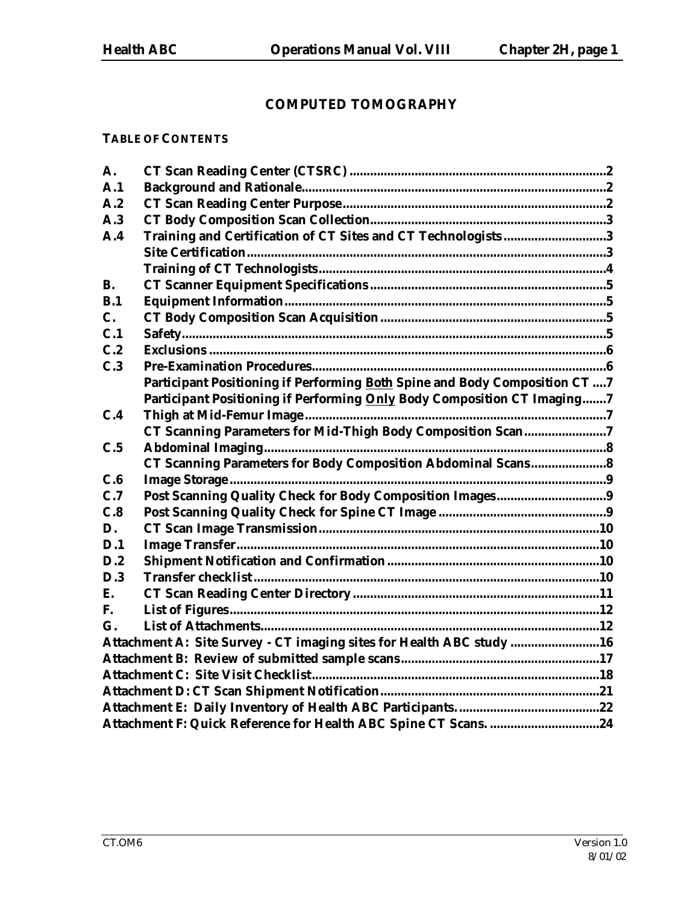# COMPUTED TOMOGRAPHY

**TABLE OF CONTENTS**

| | | |
|---|---|---|
| **A.** | **CT Scan Reading Center (CTSRC)** | **2** |
| **A.1** | **Background and Rationale** | **2** |
| **A.2** | **CT Scan Reading Center Purpose** | **2** |
| **A.3** | **CT Body Composition Scan Collection** | **3** |
| **A.4** | **Training and Certification of CT Sites and CT Technologists** | **3** |
| | **Site Certification** | **3** |
| | **Training of CT Technologists** | **4** |
| **B.** | **CT Scanner Equipment Specifications** | **5** |
| **B.1** | **Equipment Information** | **5** |
| **C.** | **CT Body Composition Scan Acquisition** | **5** |
| **C.1** | **Safety** | **5** |
| **C.2** | **Exclusions** | **6** |
| **C.3** | **Pre-Examination Procedures** | **6** |
| | **Participant Positioning if Performing Both Spine and Body Composition CT** | **7** |
| | **Participant Positioning if Performing Only Body Composition CT Imaging** | **7** |
| **C.4** | **Thigh at Mid-Femur Image** | **7** |
| | **CT Scanning Parameters for Mid-Thigh Body Composition Scan** | **7** |
| **C.5** | **Abdominal Imaging** | **8** |
| | **CT Scanning Parameters for Body Composition Abdominal Scans** | **8** |
| **C.6** | **Image Storage** | **9** |
| **C.7** | **Post Scanning Quality Check for Body Composition Images** | **9** |
| **C.8** | **Post Scanning Quality Check for Spine CT Image** | **9** |
| **D.** | **CT Scan Image Transmission** | **10** |
| **D.1** | **Image Transfer** | **10** |
| **D.2** | **Shipment Notification and Confirmation** | **10** |
| **D.3** | **Transfer checklist** | **10** |
| **E.** | **CT Scan Reading Center Directory** | **11** |
| **F.** | **List of Figures** | **12** |
| **G.** | **List of Attachments** | **12** |
| | **Attachment A: Site Survey - CT imaging sites for Health ABC study** | **16** |
| | **Attachment B: Review of submitted sample scans** | **17** |
| | **Attachment C: Site Visit Checklist** | **18** |
| | **Attachment D: CT Scan Shipment Notification** | **21** |
| | **Attachment E: Daily Inventory of Health ABC Participants.** | **22** |
| | **Attachment F: Quick Reference for Health ABC Spine CT Scans.** | **24** |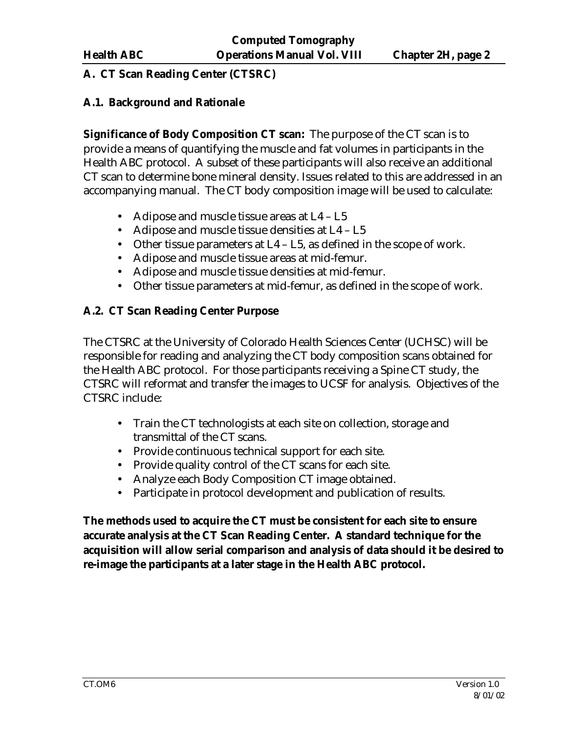## A. CT Scan Reading Center (CTSRC)

### A.1. Background and Rationale

**Significance of Body Composition CT scan:** The purpose of the CT scan is to provide a means of quantifying the muscle and fat volumes in participants in the Health ABC protocol. A subset of these participants will also receive an additional CT scan to determine bone mineral density. Issues related to this are addressed in an accompanying manual. The CT body composition image will be used to calculate:

- Adipose and muscle tissue areas at L4 – L5
- Adipose and muscle tissue densities at L4 – L5
- Other tissue parameters at L4 – L5, as defined in the scope of work.
- Adipose and muscle tissue areas at mid-femur.
- Adipose and muscle tissue densities at mid-femur.
- Other tissue parameters at mid-femur, as defined in the scope of work.

### A.2. CT Scan Reading Center Purpose

The CTSRC at the University of Colorado Health Sciences Center (UCHSC) will be responsible for reading and analyzing the CT body composition scans obtained for the Health ABC protocol. For those participants receiving a Spine CT study, the CTSRC will reformat and transfer the images to UCSF for analysis. Objectives of the CTSRC include:

- Train the CT technologists at each site on collection, storage and transmittal of the CT scans.
- Provide continuous technical support for each site.
- Provide quality control of the CT scans for each site.
- Analyze each Body Composition CT image obtained.
- Participate in protocol development and publication of results.

**The methods used to acquire the CT must be consistent for each site to ensure accurate analysis at the CT Scan Reading Center. A standard technique for the acquisition will allow serial comparison and analysis of data should it be desired to re-image the participants at a later stage in the Health ABC protocol.**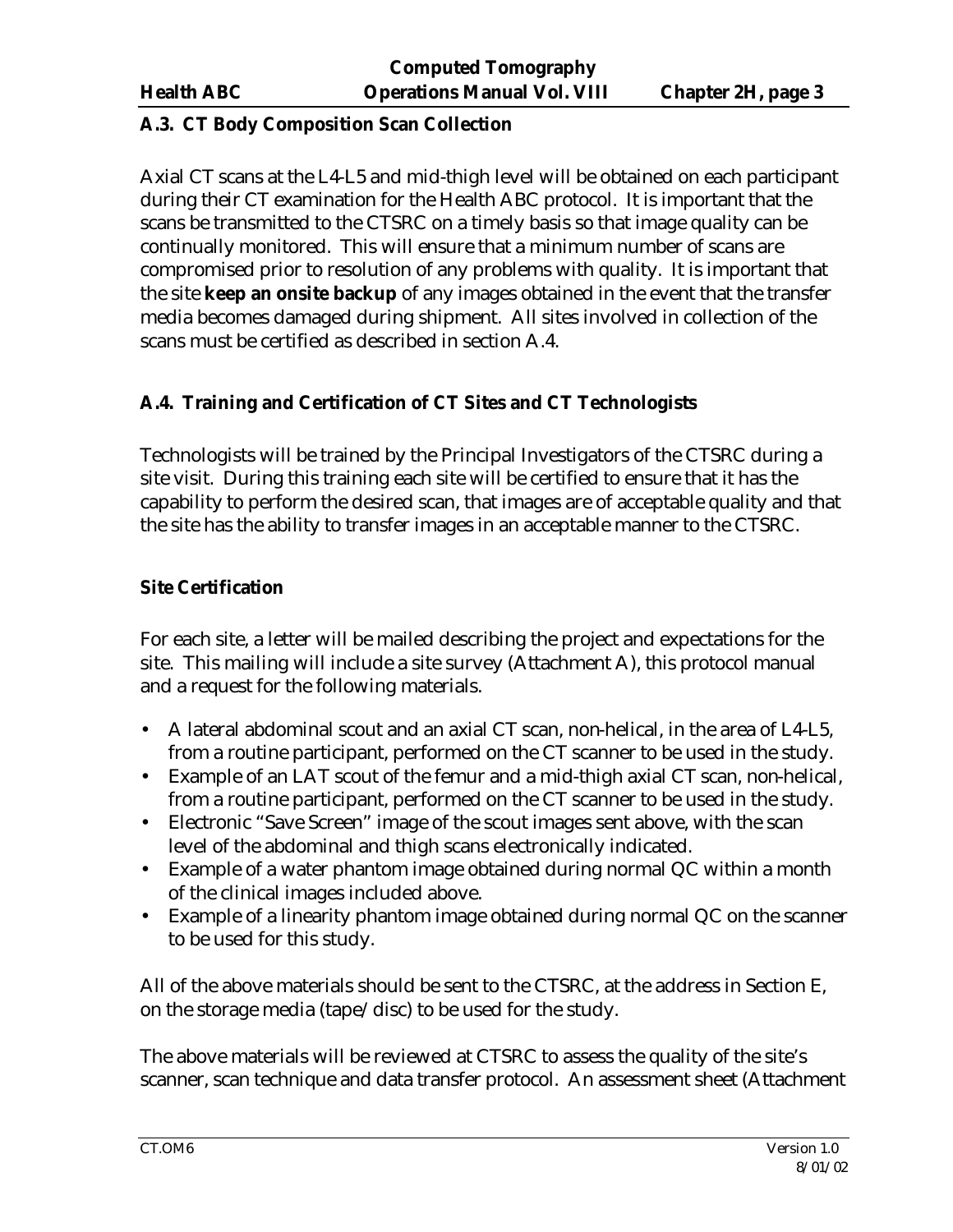## A.3. CT Body Composition Scan Collection

Axial CT scans at the L4-L5 and mid-thigh level will be obtained on each participant during their CT examination for the Health ABC protocol. It is important that the scans be transmitted to the CTSRC on a timely basis so that image quality can be continually monitored. This will ensure that a minimum number of scans are compromised prior to resolution of any problems with quality. It is important that the site **keep an onsite backup** of any images obtained in the event that the transfer media becomes damaged during shipment. All sites involved in collection of the scans must be certified as described in section A.4.

## A.4. Training and Certification of CT Sites and CT Technologists

Technologists will be trained by the Principal Investigators of the CTSRC during a site visit. During this training each site will be certified to ensure that it has the capability to perform the desired scan, that images are of acceptable quality and that the site has the ability to transfer images in an acceptable manner to the CTSRC.

### Site Certification

For each site, a letter will be mailed describing the project and expectations for the site. This mailing will include a site survey (Attachment A), this protocol manual and a request for the following materials.

- A lateral abdominal scout and an axial CT scan, non-helical, in the area of L4-L5, from a routine participant, performed on the CT scanner to be used in the study.
- Example of an LAT scout of the femur and a mid-thigh axial CT scan, non-helical, from a routine participant, performed on the CT scanner to be used in the study.
- Electronic "Save Screen" image of the scout images sent above, with the scan level of the abdominal and thigh scans electronically indicated.
- Example of a water phantom image obtained during normal QC within a month of the clinical images included above.
- Example of a linearity phantom image obtained during normal QC on the scanner to be used for this study.

All of the above materials should be sent to the CTSRC, at the address in Section E, on the storage media (tape/disc) to be used for the study.

The above materials will be reviewed at CTSRC to assess the quality of the site's scanner, scan technique and data transfer protocol. An assessment sheet (Attachment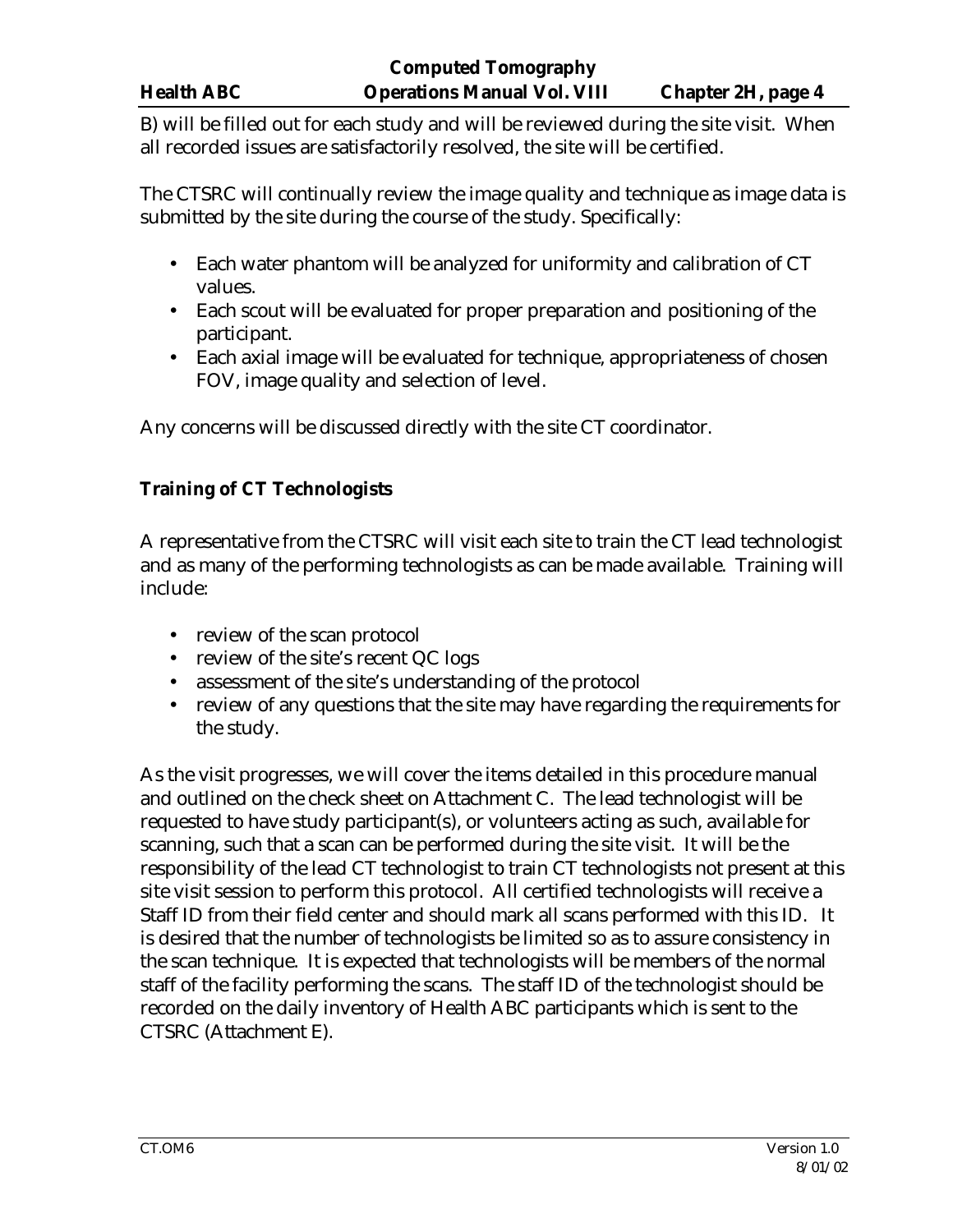B) will be filled out for each study and will be reviewed during the site visit. When all recorded issues are satisfactorily resolved, the site will be certified.

The CTSRC will continually review the image quality and technique as image data is submitted by the site during the course of the study. Specifically:

- Each water phantom will be analyzed for uniformity and calibration of CT values.
- Each scout will be evaluated for proper preparation and positioning of the participant.
- Each axial image will be evaluated for technique, appropriateness of chosen FOV, image quality and selection of level.

Any concerns will be discussed directly with the site CT coordinator.

**Training of CT Technologists**

A representative from the CTSRC will visit each site to train the CT lead technologist and as many of the performing technologists as can be made available. Training will include:

- review of the scan protocol
- review of the site's recent QC logs
- assessment of the site's understanding of the protocol
- review of any questions that the site may have regarding the requirements for the study.

As the visit progresses, we will cover the items detailed in this procedure manual and outlined on the check sheet on Attachment C. The lead technologist will be requested to have study participant(s), or volunteers acting as such, available for scanning, such that a scan can be performed during the site visit. It will be the responsibility of the lead CT technologist to train CT technologists not present at this site visit session to perform this protocol. All certified technologists will receive a Staff ID from their field center and should mark all scans performed with this ID. It is desired that the number of technologists be limited so as to assure consistency in the scan technique. It is expected that technologists will be members of the normal staff of the facility performing the scans. The staff ID of the technologist should be recorded on the daily inventory of Health ABC participants which is sent to the CTSRC (Attachment E).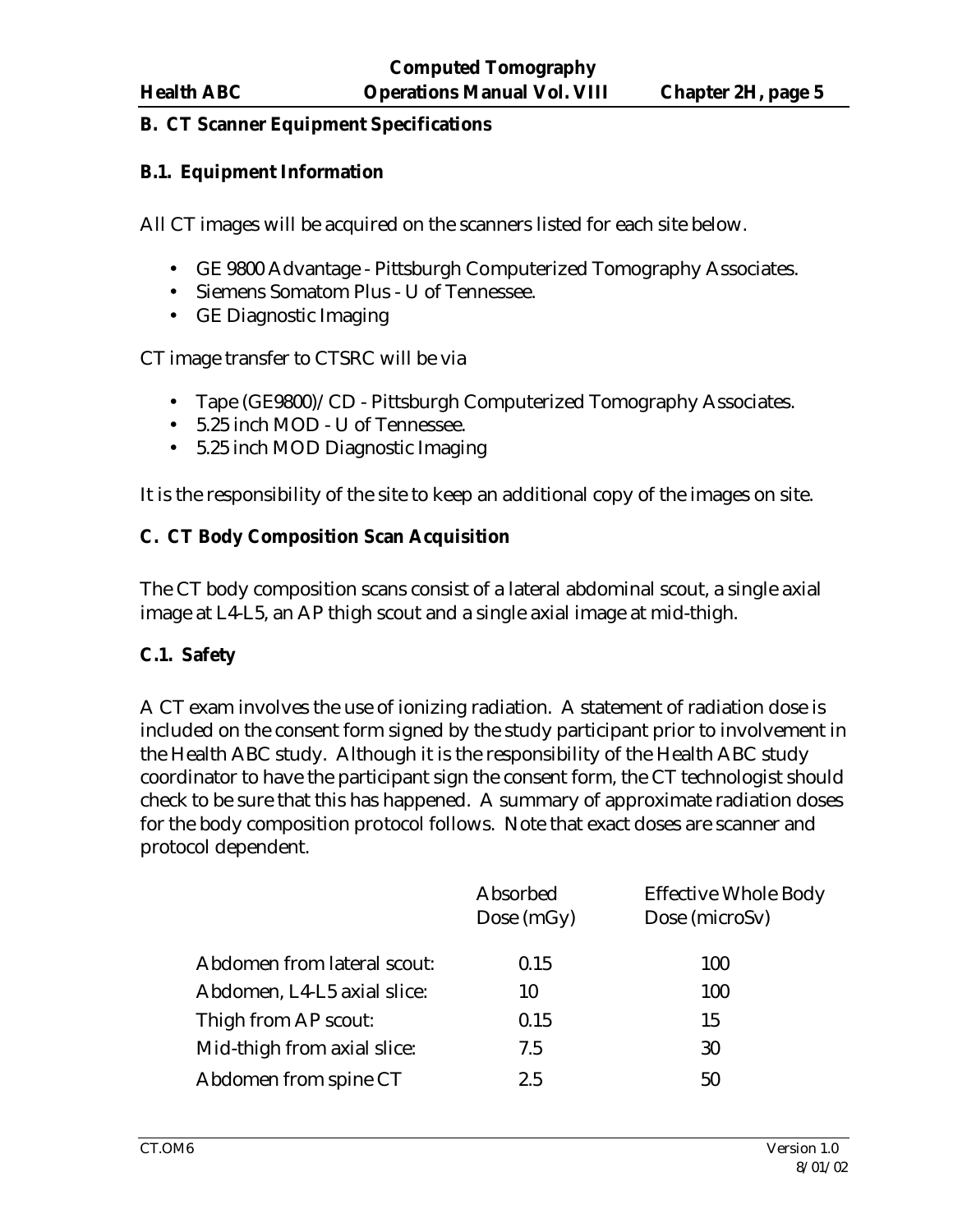## B. CT Scanner Equipment Specifications

### B.1. Equipment Information

All CT images will be acquired on the scanners listed for each site below.

- GE 9800 Advantage - Pittsburgh Computerized Tomography Associates.
- Siemens Somatom Plus - U of Tennessee.
- GE Diagnostic Imaging

CT image transfer to CTSRC will be via

- Tape (GE9800)/ CD - Pittsburgh Computerized Tomography Associates.
- 5.25 inch MOD - U of Tennessee.
- 5.25 inch MOD Diagnostic Imaging

It is the responsibility of the site to keep an additional copy of the images on site.

## C. CT Body Composition Scan Acquisition

The CT body composition scans consist of a lateral abdominal scout, a single axial image at L4-L5, an AP thigh scout and a single axial image at mid-thigh.

### C.1. Safety

A CT exam involves the use of ionizing radiation. A statement of radiation dose is included on the consent form signed by the study participant prior to involvement in the Health ABC study. Although it is the responsibility of the Health ABC study coordinator to have the participant sign the consent form, the CT technologist should check to be sure that this has happened. A summary of approximate radiation doses for the body composition protocol follows. Note that exact doses are scanner and protocol dependent.

| | Absorbed Dose (mGy) | Effective Whole Body Dose (microSv) |
|---|---|---|
| Abdomen from lateral scout: | 0.15 | 100 |
| Abdomen, L4-L5 axial slice: | 10 | 100 |
| Thigh from AP scout: | 0.15 | 15 |
| Mid-thigh from axial slice: | 7.5 | 30 |
| Abdomen from spine CT | 2.5 | 50 |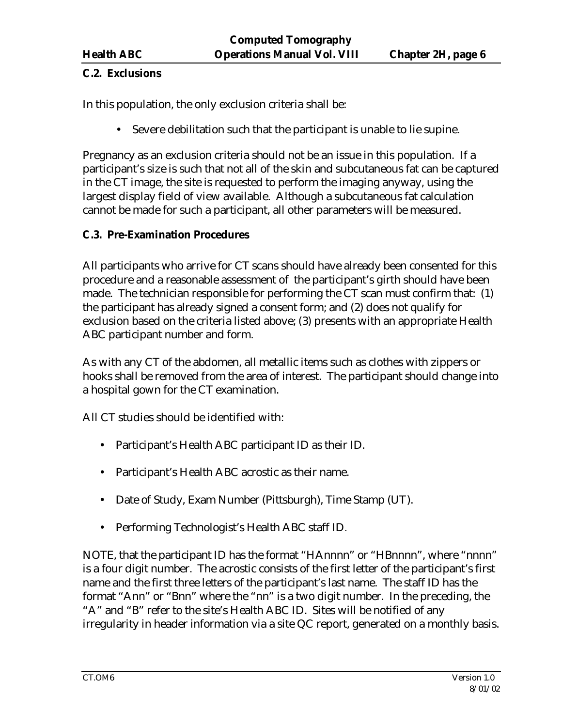### C.2. Exclusions

In this population, the only exclusion criteria shall be:

- Severe debilitation such that the participant is unable to lie supine.

Pregnancy as an exclusion criteria should not be an issue in this population. If a participant's size is such that not all of the skin and subcutaneous fat can be captured in the CT image, the site is requested to perform the imaging anyway, using the largest display field of view available. Although a subcutaneous fat calculation cannot be made for such a participant, all other parameters will be measured.

### C.3. Pre-Examination Procedures

All participants who arrive for CT scans should have already been consented for this procedure and a reasonable assessment of the participant's girth should have been made. The technician responsible for performing the CT scan must confirm that: (1) the participant has already signed a consent form; and (2) does not qualify for exclusion based on the criteria listed above; (3) presents with an appropriate Health ABC participant number and form.

As with any CT of the abdomen, all metallic items such as clothes with zippers or hooks shall be removed from the area of interest. The participant should change into a hospital gown for the CT examination.

All CT studies should be identified with:

- Participant's Health ABC participant ID as their ID.
- Participant's Health ABC acrostic as their name.
- Date of Study, Exam Number (Pittsburgh), Time Stamp (UT).
- Performing Technologist's Health ABC staff ID.

NOTE, that the participant ID has the format "HAnnnn" or "HBnnnn", where "nnnn" is a four digit number. The acrostic consists of the first letter of the participant's first name and the first three letters of the participant's last name. The staff ID has the format "Ann" or "Bnn" where the "nn" is a two digit number. In the preceding, the "A" and "B" refer to the site's Health ABC ID. Sites will be notified of any irregularity in header information via a site QC report, generated on a monthly basis.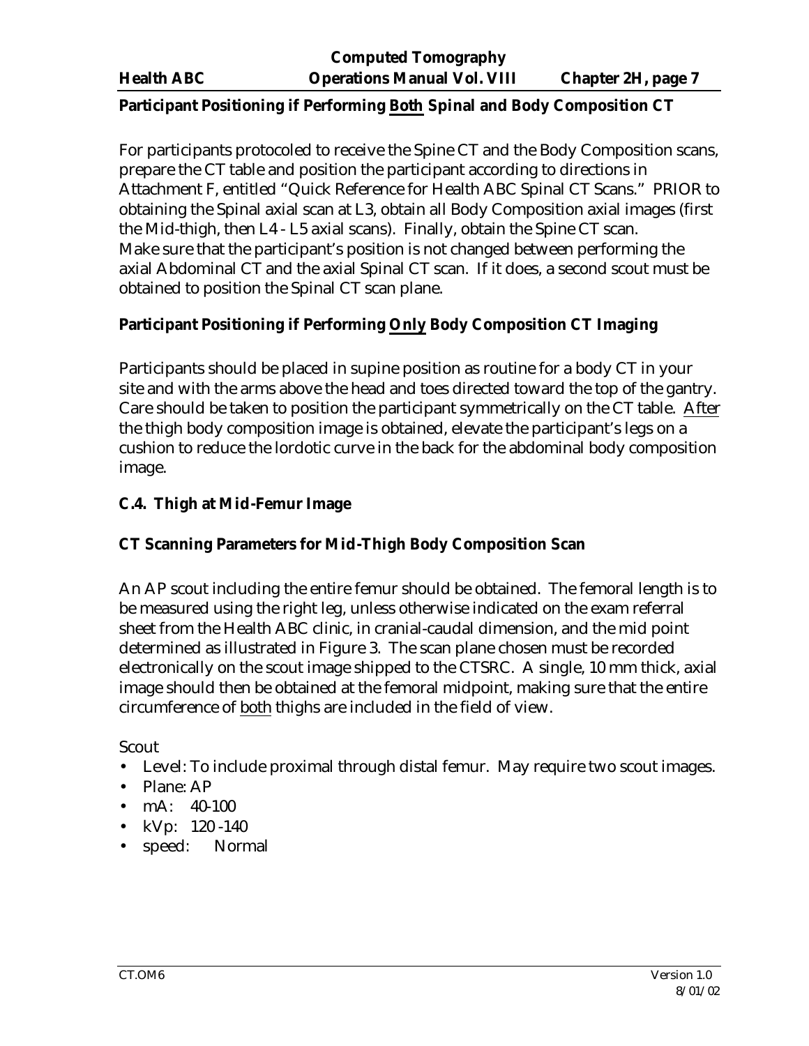**Participant Positioning if Performing <u>Both</u> Spinal and Body Composition CT**

For participants protocoled to receive the Spine CT and the Body Composition scans, prepare the CT table and position the participant according to directions in Attachment F, entitled "Quick Reference for Health ABC Spinal CT Scans." PRIOR to obtaining the Spinal axial scan at L3, obtain all Body Composition axial images (first the Mid-thigh, then L4 - L5 axial scans). Finally, obtain the Spine CT scan. Make sure that the participant's position is not changed between performing the axial Abdominal CT and the axial Spinal CT scan. If it does, a second scout must be obtained to position the Spinal CT scan plane.

**Participant Positioning if Performing <u>Only</u> Body Composition CT Imaging**

Participants should be placed in supine position as routine for a body CT in your site and with the arms above the head and toes directed toward the top of the gantry. Care should be taken to position the participant symmetrically on the CT table. <u>After</u> the thigh body composition image is obtained, elevate the participant's legs on a cushion to reduce the lordotic curve in the back for the abdominal body composition image.

### C.4. Thigh at Mid-Femur Image

**CT Scanning Parameters for Mid-Thigh Body Composition Scan**

An AP scout including the entire femur should be obtained. The femoral length is to be measured using the right leg, unless otherwise indicated on the exam referral sheet from the Health ABC clinic, in cranial-caudal dimension, and the mid point determined as illustrated in Figure 3. The scan plane chosen must be recorded electronically on the scout image shipped to the CTSRC. A single, 10 mm thick, axial image should then be obtained at the femoral midpoint, making sure that the entire circumference of <u>both</u> thighs are included in the field of view.

Scout

- Level: To include proximal through distal femur. May require two scout images.
- Plane: AP
- mA: 40-100
- kVp: 120 -140
- speed: Normal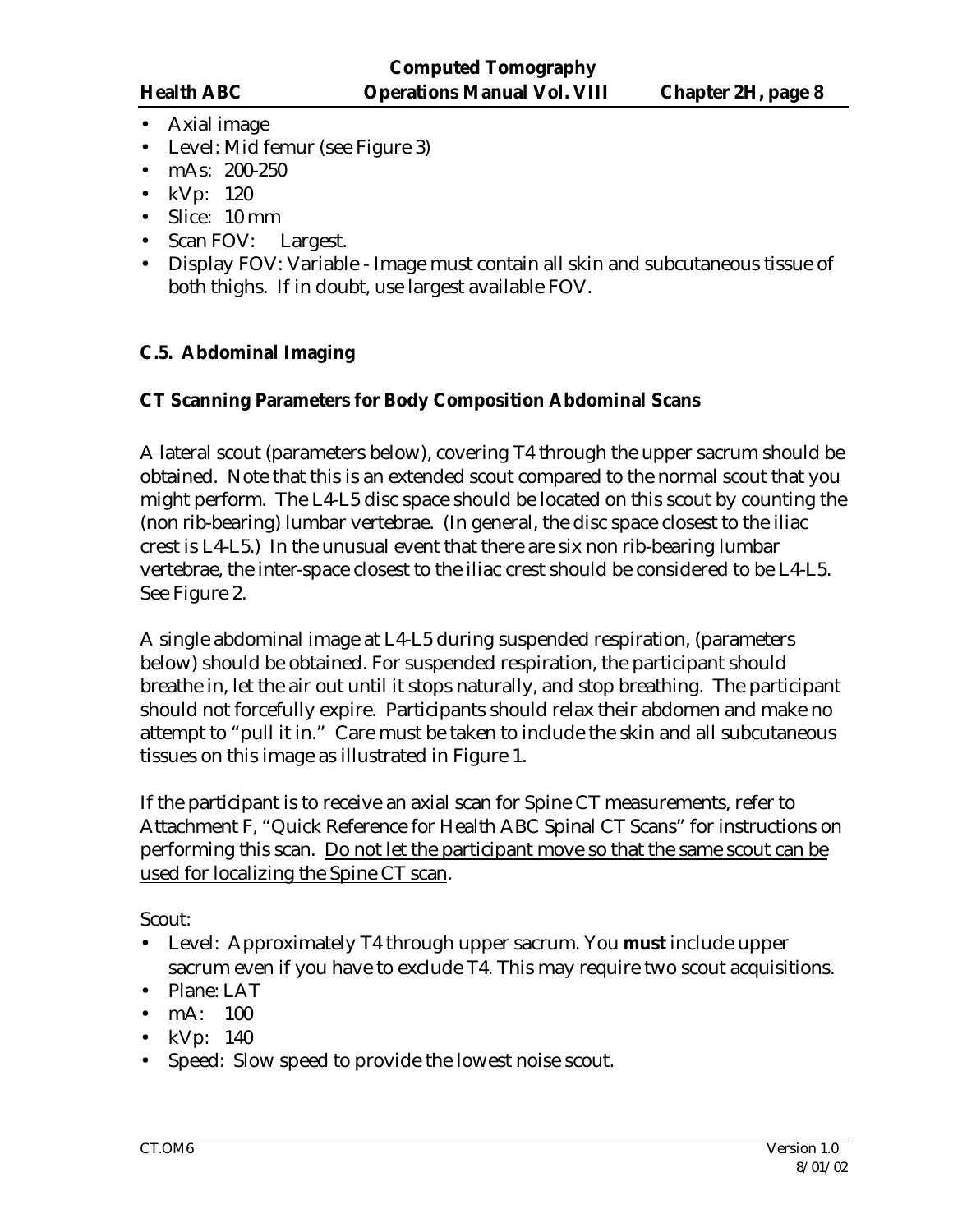- Axial image
- Level: Mid femur (see Figure 3)
- mAs: 200-250
- kVp: 120
- Slice: 10 mm
- Scan FOV: Largest.
- Display FOV: Variable - Image must contain all skin and subcutaneous tissue of both thighs. If in doubt, use largest available FOV.

### C.5. Abdominal Imaging

#### CT Scanning Parameters for Body Composition Abdominal Scans

A lateral scout (parameters below), covering T4 through the upper sacrum should be obtained. Note that this is an extended scout compared to the normal scout that you might perform. The L4-L5 disc space should be located on this scout by counting the (non rib-bearing) lumbar vertebrae. (In general, the disc space closest to the iliac crest is L4-L5.) In the unusual event that there are six non rib-bearing lumbar vertebrae, the inter-space closest to the iliac crest should be considered to be L4-L5. See Figure 2.

A single abdominal image at L4-L5 during suspended respiration, (parameters below) should be obtained. For suspended respiration, the participant should breathe in, let the air out until it stops naturally, and stop breathing. The participant should not forcefully expire. Participants should relax their abdomen and make no attempt to "pull it in." Care must be taken to include the skin and all subcutaneous tissues on this image as illustrated in Figure 1.

If the participant is to receive an axial scan for Spine CT measurements, refer to Attachment F, "Quick Reference for Health ABC Spinal CT Scans" for instructions on performing this scan. <u>Do not let the participant move so that the same scout can be used for localizing the Spine CT scan</u>.

Scout:

- Level: Approximately T4 through upper sacrum. You **must** include upper sacrum even if you have to exclude T4. This may require two scout acquisitions.
- Plane: LAT
- mA: 100
- kVp: 140
- Speed: Slow speed to provide the lowest noise scout.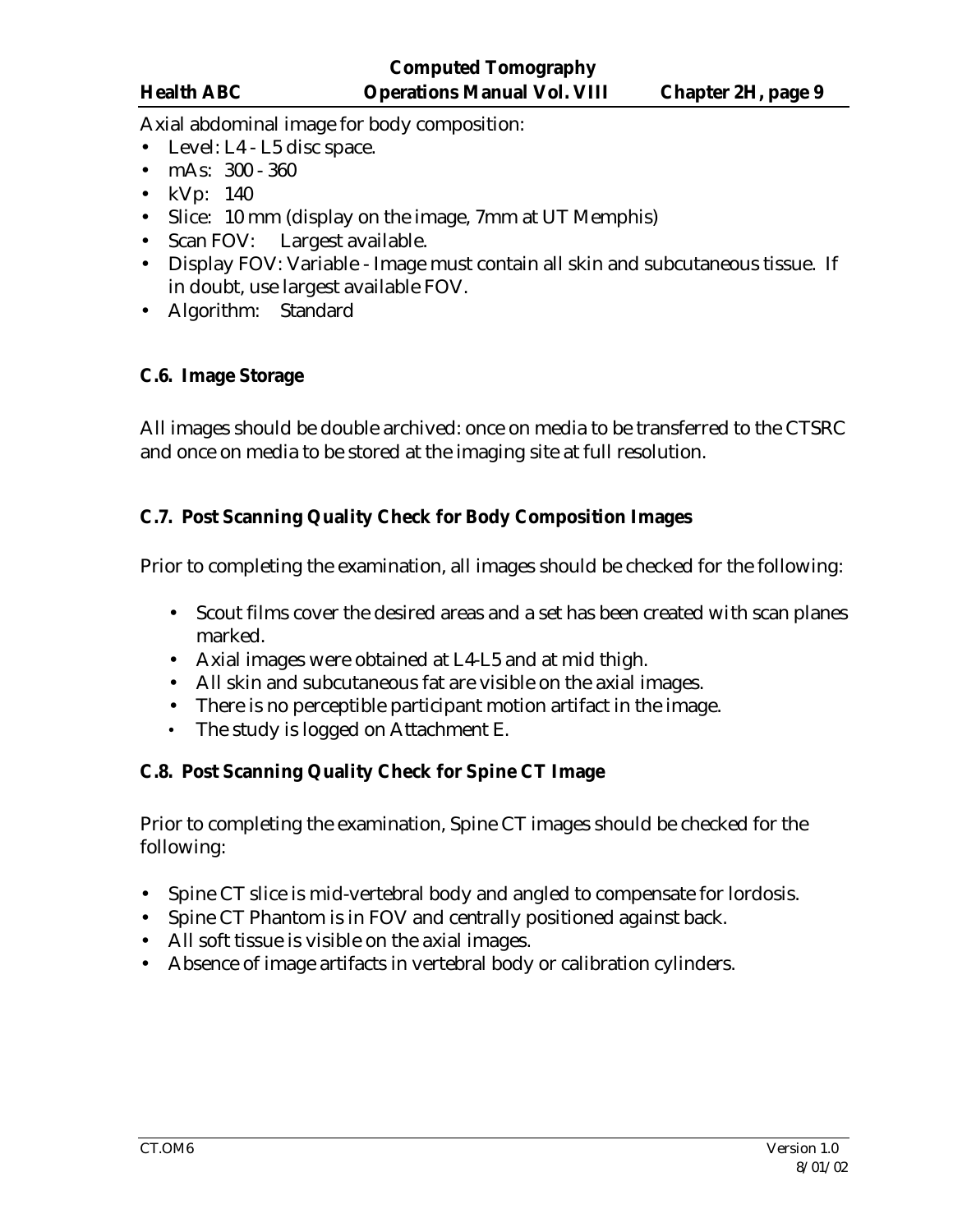Axial abdominal image for body composition:

- Level: L4 - L5 disc space.
- mAs: 300 - 360
- kVp: 140
- Slice: 10 mm (display on the image, 7mm at UT Memphis)
- Scan FOV: Largest available.
- Display FOV: Variable - Image must contain all skin and subcutaneous tissue. If in doubt, use largest available FOV.
- Algorithm: Standard

### C.6. Image Storage

All images should be double archived: once on media to be transferred to the CTSRC and once on media to be stored at the imaging site at full resolution.

### C.7. Post Scanning Quality Check for Body Composition Images

Prior to completing the examination, all images should be checked for the following:

- Scout films cover the desired areas and a set has been created with scan planes marked.
- Axial images were obtained at L4-L5 and at mid thigh.
- All skin and subcutaneous fat are visible on the axial images.
- There is no perceptible participant motion artifact in the image.
- The study is logged on Attachment E.

### C.8. Post Scanning Quality Check for Spine CT Image

Prior to completing the examination, Spine CT images should be checked for the following:

- Spine CT slice is mid-vertebral body and angled to compensate for lordosis.
- Spine CT Phantom is in FOV and centrally positioned against back.
- All soft tissue is visible on the axial images.
- Absence of image artifacts in vertebral body or calibration cylinders.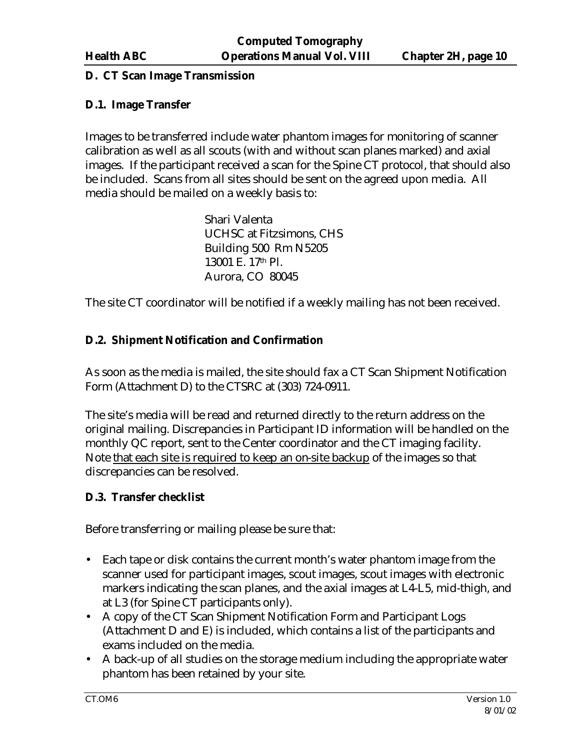## D. CT Scan Image Transmission

### D.1. Image Transfer

Images to be transferred include water phantom images for monitoring of scanner calibration as well as all scouts (with and without scan planes marked) and axial images. If the participant received a scan for the Spine CT protocol, that should also be included. Scans from all sites should be sent on the agreed upon media. All media should be mailed on a weekly basis to:

Shari Valenta
UCHSC at Fitzsimons, CHS
Building 500 Rm N5205
13001 E. 17th Pl.
Aurora, CO 80045

The site CT coordinator will be notified if a weekly mailing has not been received.

### D.2. Shipment Notification and Confirmation

As soon as the media is mailed, the site should fax a CT Scan Shipment Notification Form (Attachment D) to the CTSRC at (303) 724-0911.

The site's media will be read and returned directly to the return address on the original mailing. Discrepancies in Participant ID information will be handled on the monthly QC report, sent to the Center coordinator and the CT imaging facility. Note that each site is required to keep an on-site backup of the images so that discrepancies can be resolved.

### D.3. Transfer checklist

Before transferring or mailing please be sure that:

- Each tape or disk contains the current month's water phantom image from the scanner used for participant images, scout images, scout images with electronic markers indicating the scan planes, and the axial images at L4-L5, mid-thigh, and at L3 (for Spine CT participants only).
- A copy of the CT Scan Shipment Notification Form and Participant Logs (Attachment D and E) is included, which contains a list of the participants and exams included on the media.
- A back-up of all studies on the storage medium including the appropriate water phantom has been retained by your site.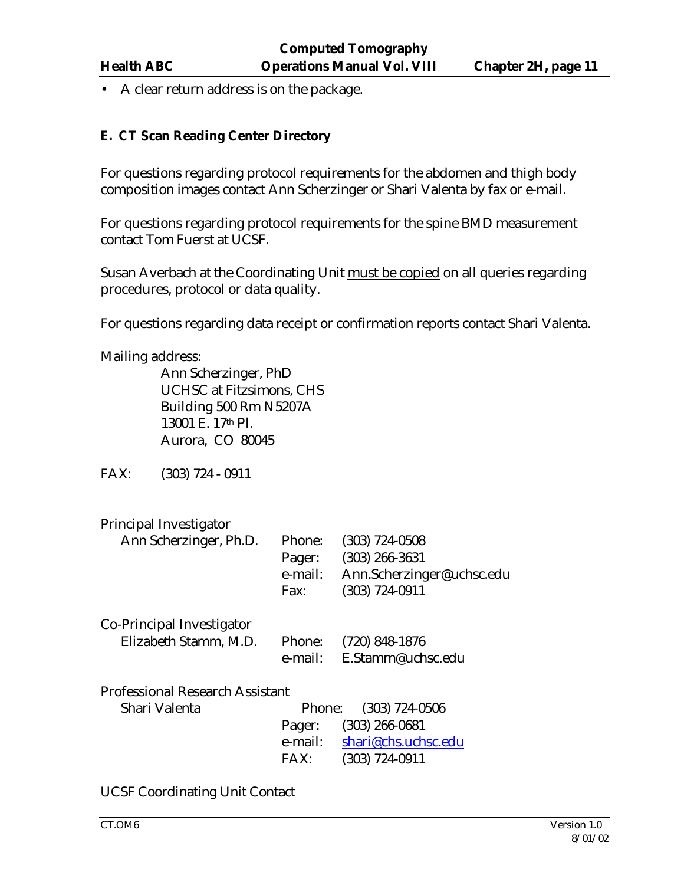- A clear return address is on the package.

### E. CT Scan Reading Center Directory

For questions regarding protocol requirements for the abdomen and thigh body composition images contact Ann Scherzinger or Shari Valenta by fax or e-mail.

For questions regarding protocol requirements for the spine BMD measurement contact Tom Fuerst at UCSF.

Susan Averbach at the Coordinating Unit must be copied on all queries regarding procedures, protocol or data quality.

For questions regarding data receipt or confirmation reports contact Shari Valenta.

Mailing address:

Ann Scherzinger, PhD
UCHSC at Fitzsimons, CHS
Building 500 Rm N5207A
13001 E. 17th Pl.
Aurora, CO 80045

FAX: (303) 724 - 0911

Principal Investigator

| | | |
|---|---|---|
| Ann Scherzinger, Ph.D. | Phone: | (303) 724-0508 |
| | Pager: | (303) 266-3631 |
| | e-mail: | Ann.Scherzinger@uchsc.edu |
| | Fax: | (303) 724-0911 |

Co-Principal Investigator

| | | |
|---|---|---|
| Elizabeth Stamm, M.D. | Phone: | (720) 848-1876 |
| | e-mail: | E.Stamm@uchsc.edu |

Professional Research Assistant

| | | |
|---|---|---|
| Shari Valenta | Phone: | (303) 724-0506 |
| | Pager: | (303) 266-0681 |
| | e-mail: | shari@chs.uchsc.edu |
| | FAX: | (303) 724-0911 |

UCSF Coordinating Unit Contact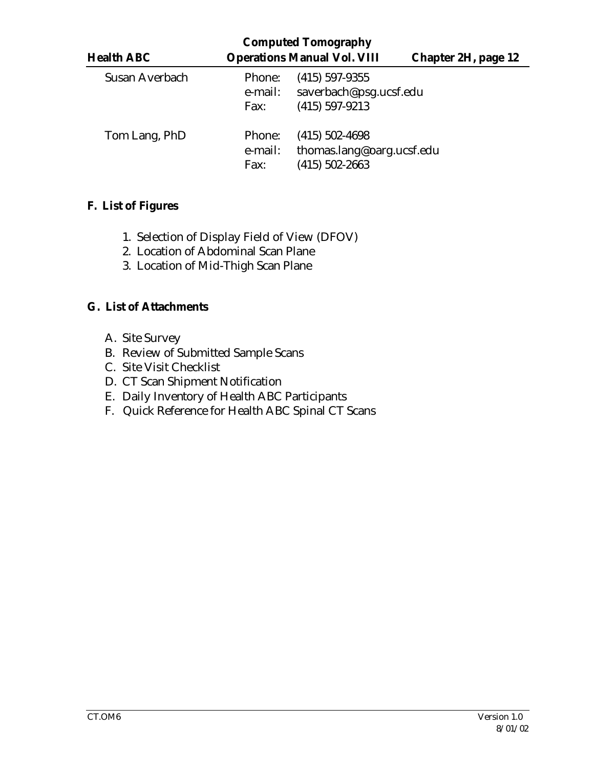Susan Averbach

Phone: (415) 597-9355
e-mail: saverbach@psg.ucsf.edu
Fax: (415) 597-9213

Tom Lang, PhD

Phone: (415) 502-4698
e-mail: thomas.lang@oarg.ucsf.edu
Fax: (415) 502-2663

## F. List of Figures

1. Selection of Display Field of View (DFOV)
2. Location of Abdominal Scan Plane
3. Location of Mid-Thigh Scan Plane

## G. List of Attachments

A. Site Survey
B. Review of Submitted Sample Scans
C. Site Visit Checklist
D. CT Scan Shipment Notification
E. Daily Inventory of Health ABC Participants
F. Quick Reference for Health ABC Spinal CT Scans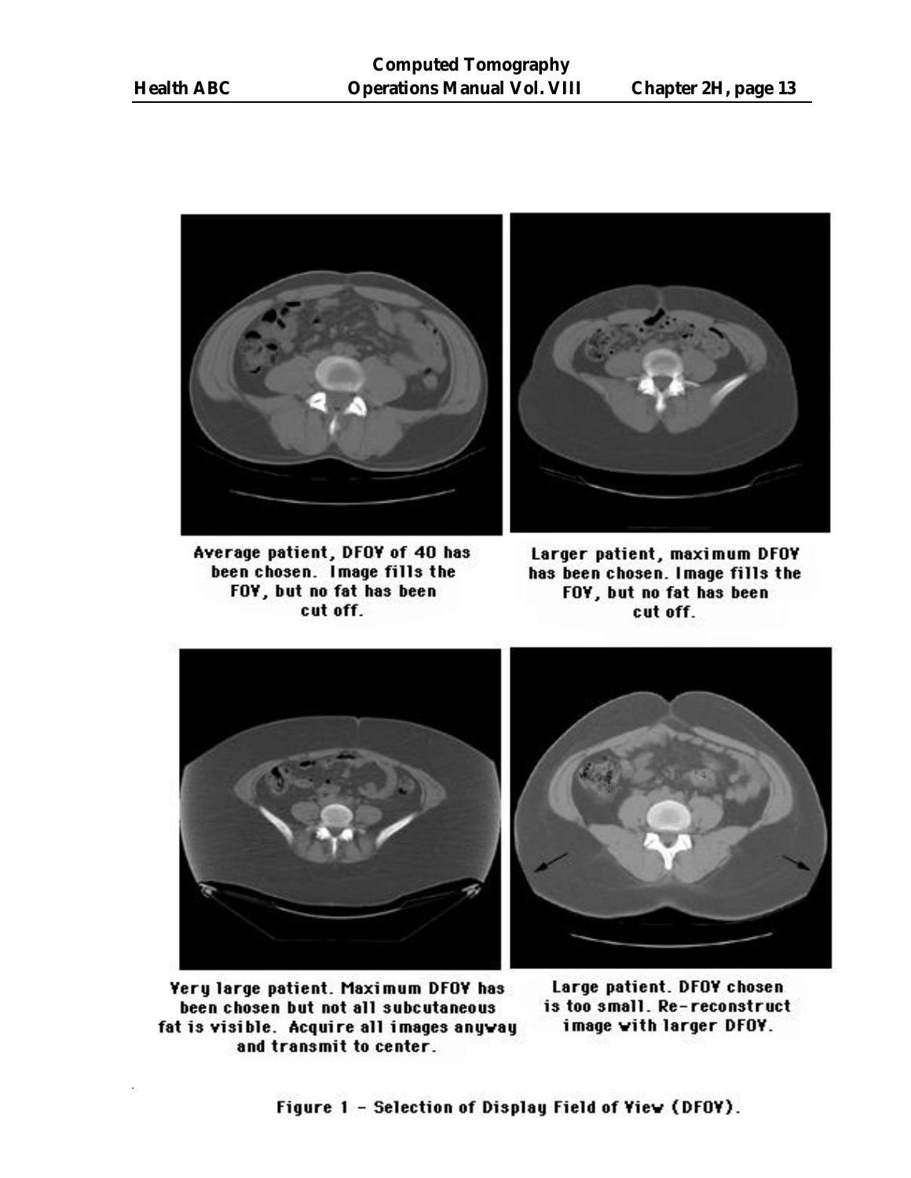Average patient, DFOV of 40 has been chosen. Image fills the FOV, but no fat has been cut off.

Larger patient, maximum DFOV has been chosen. Image fills the FOV, but no fat has been cut off.

Very large patient. Maximum DFOV has been chosen but not all subcutaneous fat is visible. Acquire all images anyway and transmit to center.

Large patient. DFOV chosen is too small. Re-reconstruct image with larger DFOV.

Figure 1 – Selection of Display Field of View (DFOV).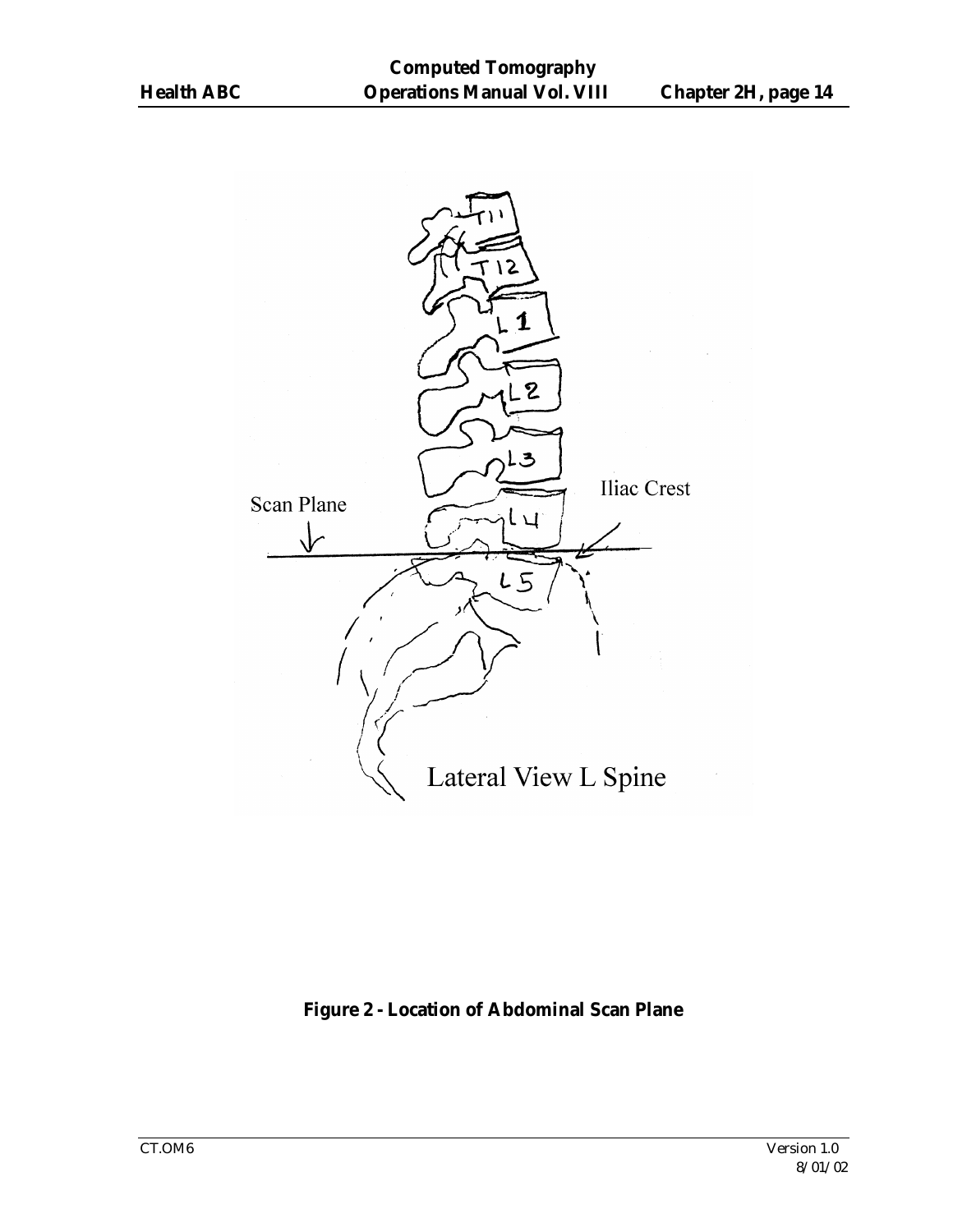Scan Plane

Iliac Crest

Lateral View L Spine

**Figure 2 - Location of Abdominal Scan Plane**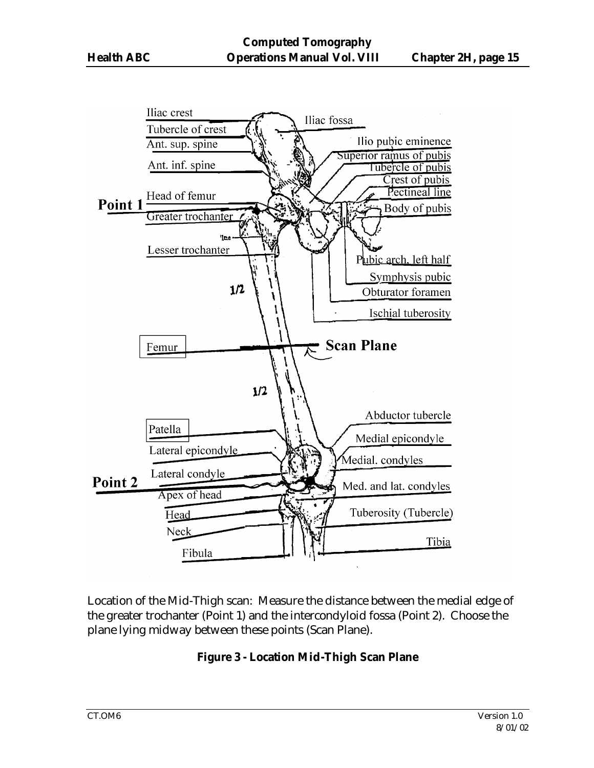Location of the Mid-Thigh scan: Measure the distance between the medial edge of the greater trochanter (Point 1) and the intercondyloid fossa (Point 2). Choose the plane lying midway between these points (Scan Plane).

**Figure 3 - Location Mid-Thigh Scan Plane**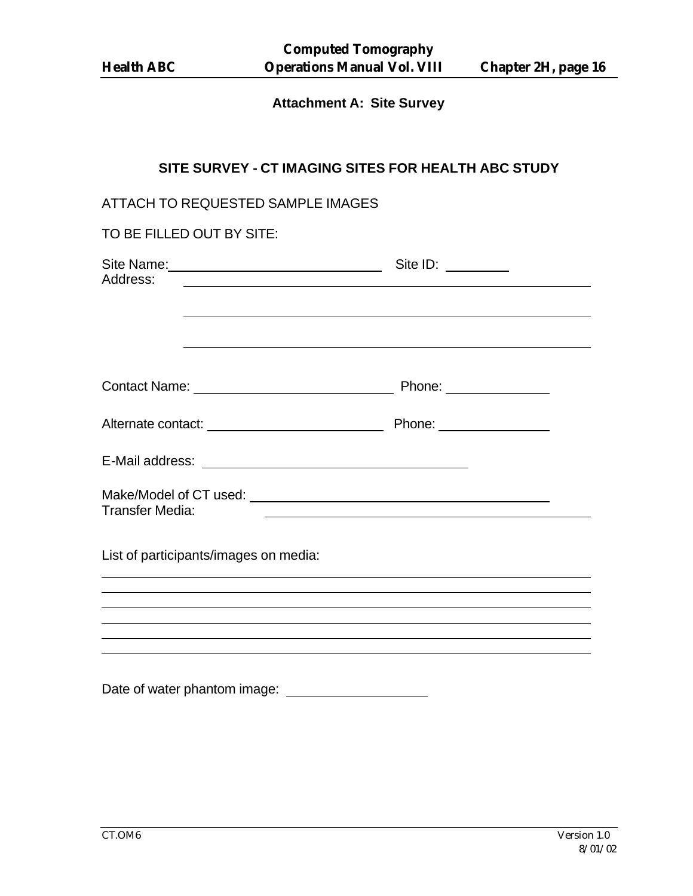## Attachment A: Site Survey

### SITE SURVEY - CT IMAGING SITES FOR HEALTH ABC STUDY

ATTACH TO REQUESTED SAMPLE IMAGES

TO BE FILLED OUT BY SITE:

Site Name: ______________________________ Site ID: ________

Address: ________________________________________________

________________________________________________

________________________________________________

Contact Name: ___________________________ Phone: ______________

Alternate contact: ________________________ Phone: ______________

E-Mail address: ________________________________

Make/Model of CT used: ____________________________________

Transfer Media: ____________________________________________

List of participants/images on media:

________________________________________________________________

________________________________________________________________

________________________________________________________________

________________________________________________________________

________________________________________________________________

________________________________________________________________

Date of water phantom image: __________________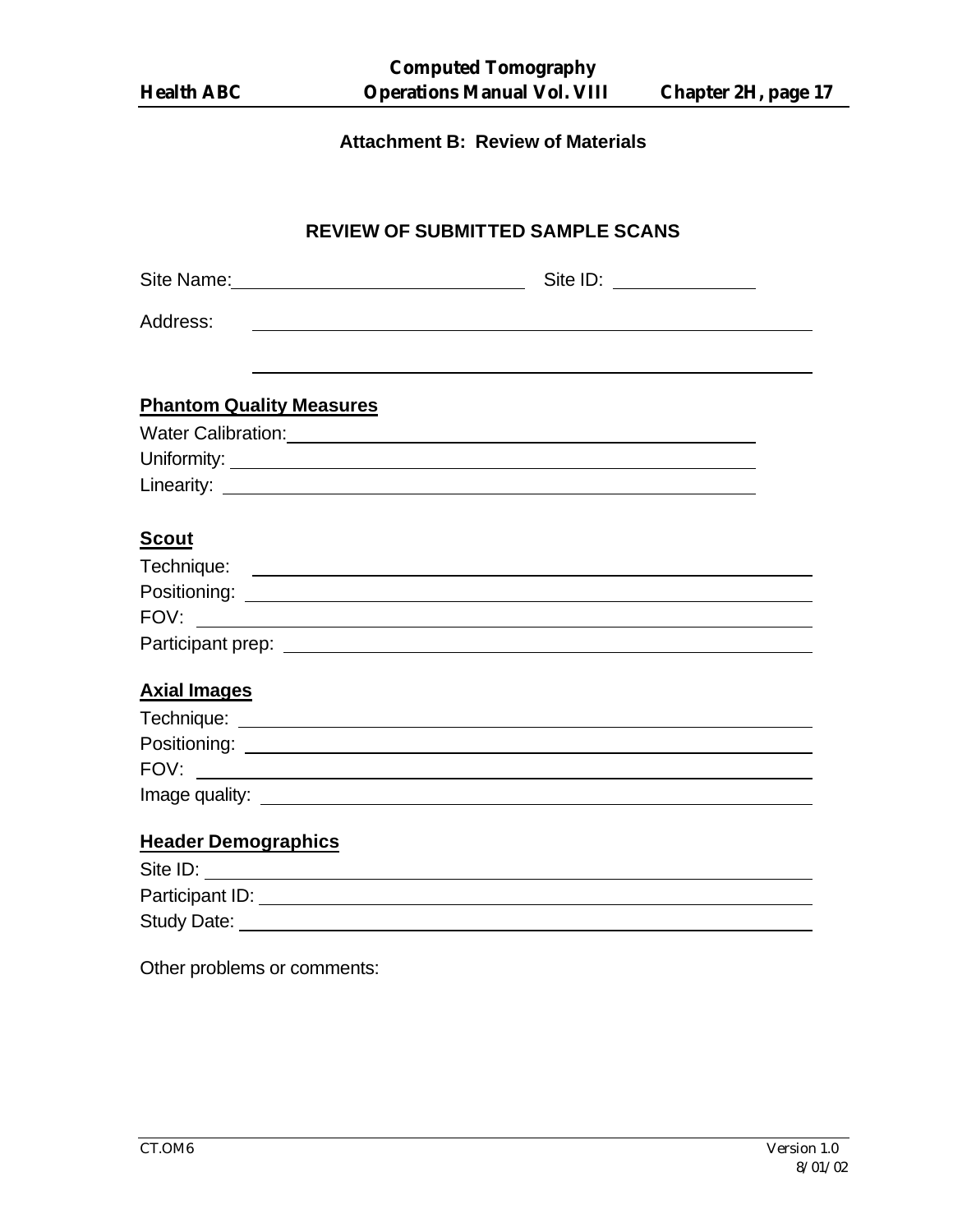## Attachment B: Review of Materials

### REVIEW OF SUBMITTED SAMPLE SCANS

Site Name: ______________________________ Site ID: ______________

Address: ________________________________________________________

________________________________________________________

**Phantom Quality Measures**

Water Calibration: ________________________________________________

Uniformity: ________________________________________________

Linearity: ________________________________________________

**Scout**

Technique: ________________________________________________

Positioning: ________________________________________________

FOV: ________________________________________________

Participant prep: ________________________________________________

**Axial Images**

Technique: ________________________________________________

Positioning: ________________________________________________

FOV: ________________________________________________

Image quality: ________________________________________________

**Header Demographics**

Site ID: ________________________________________________

Participant ID: ________________________________________________

Study Date: ________________________________________________

Other problems or comments: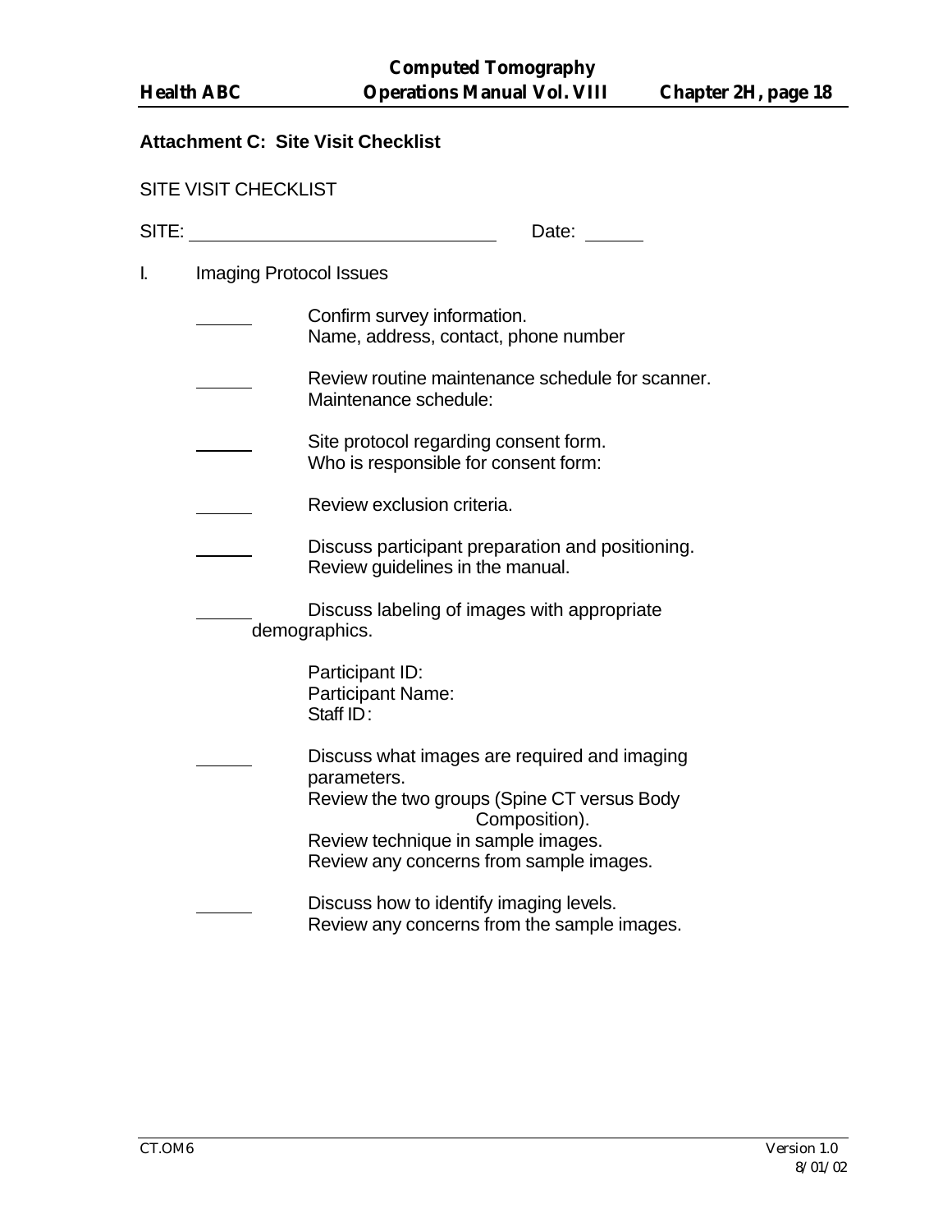## Attachment C: Site Visit Checklist

SITE VISIT CHECKLIST

SITE: ______________________________ Date: ______

I. Imaging Protocol Issues

______ Confirm survey information.
Name, address, contact, phone number

______ Review routine maintenance schedule for scanner.
Maintenance schedule:

______ Site protocol regarding consent form.
Who is responsible for consent form:

______ Review exclusion criteria.

______ Discuss participant preparation and positioning.
Review guidelines in the manual.

______ Discuss labeling of images with appropriate demographics.

Participant ID:
Participant Name:
Staff ID:

______ Discuss what images are required and imaging parameters.
Review the two groups (Spine CT versus Body Composition).
Review technique in sample images.
Review any concerns from sample images.

______ Discuss how to identify imaging levels.
Review any concerns from the sample images.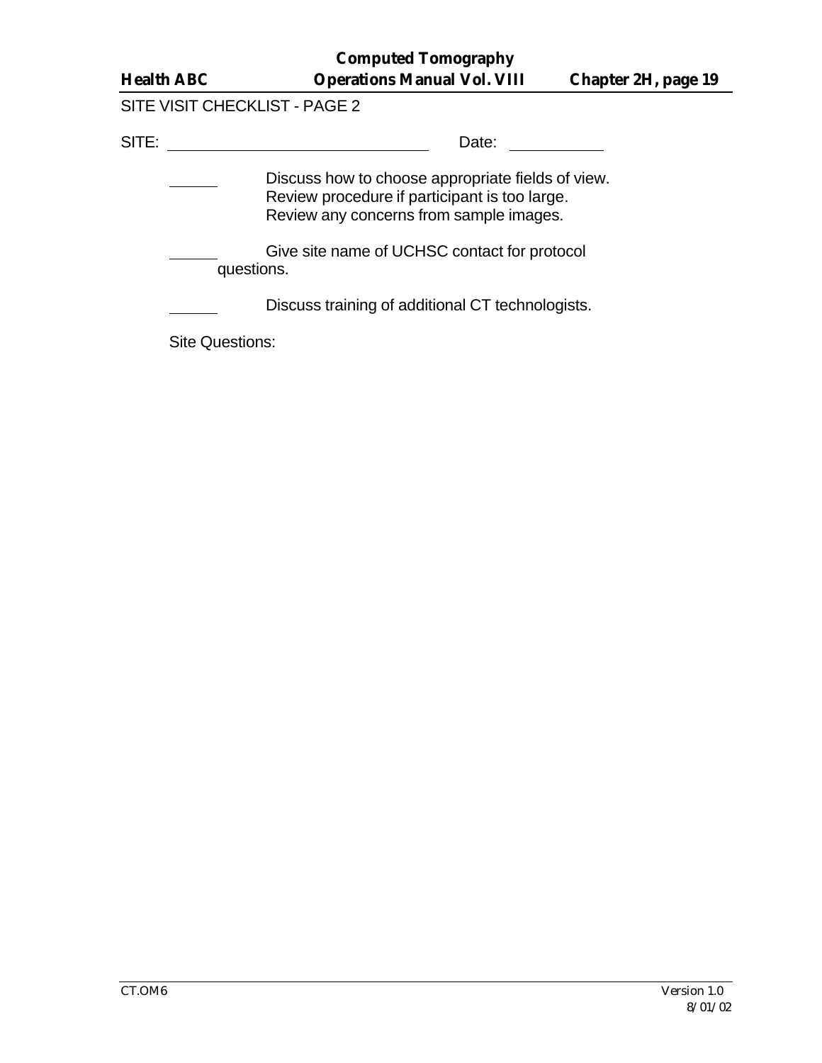SITE VISIT CHECKLIST - PAGE 2

SITE: ______________________________ Date: __________

______ Discuss how to choose appropriate fields of view.
Review procedure if participant is too large.
Review any concerns from sample images.

______ Give site name of UCHSC contact for protocol questions.

______ Discuss training of additional CT technologists.

Site Questions: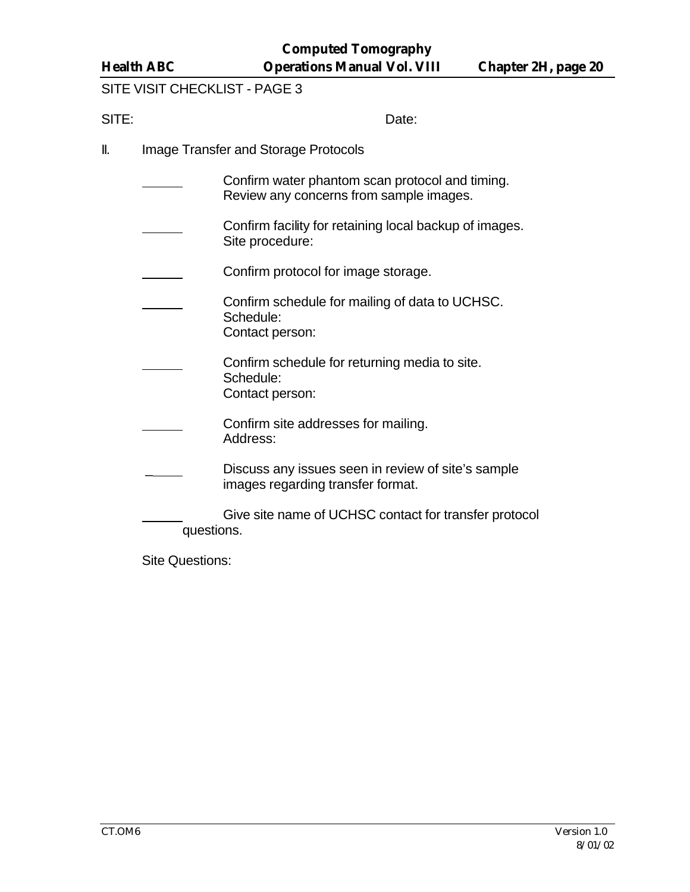SITE VISIT CHECKLIST - PAGE 3

SITE: Date:

II. Image Transfer and Storage Protocols

______ Confirm water phantom scan protocol and timing.
Review any concerns from sample images.

______ Confirm facility for retaining local backup of images.
Site procedure:

______ Confirm protocol for image storage.

______ Confirm schedule for mailing of data to UCHSC.
Schedule:
Contact person:

______ Confirm schedule for returning media to site.
Schedule:
Contact person:

______ Confirm site addresses for mailing.
Address:

______ Discuss any issues seen in review of site's sample images regarding transfer format.

______ Give site name of UCHSC contact for transfer protocol questions.

Site Questions: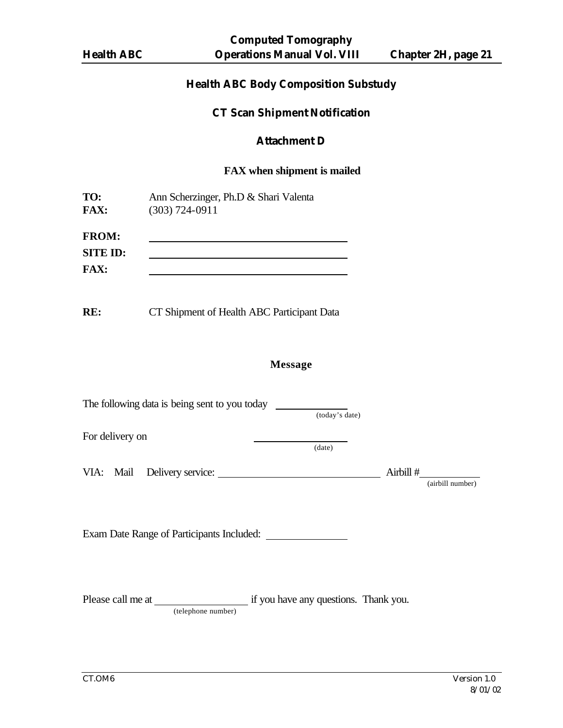## Health ABC Body Composition Substudy

### CT Scan Shipment Notification

### Attachment D

**FAX when shipment is mailed**

**TO:** Ann Scherzinger, Ph.D & Shari Valenta
**FAX:** (303) 724-0911

**FROM:** ______________________________

**SITE ID:** ______________________________

**FAX:** ______________________________

**RE:** CT Shipment of Health ABC Participant Data

**Message**

The following data is being sent to you today ____________ (today's date)

For delivery on ____________ (date)

VIA: Mail Delivery service: ______________________ Airbill # __________ (airbill number)

Exam Date Range of Participants Included: ____________

Please call me at ______________ (telephone number) if you have any questions. Thank you.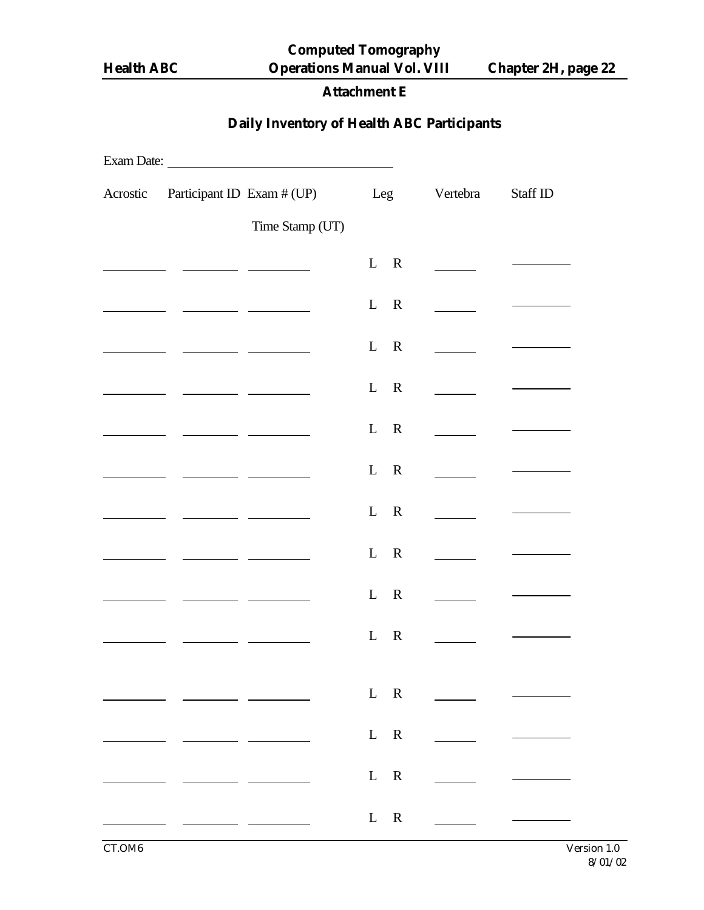**Attachment E**

## Daily Inventory of Health ABC Participants

Exam Date: ______________________________

| Acrostic | Participant ID | Exam # (UP)<br>Time Stamp (UT) | Leg | Vertebra | Staff ID |
|---|---|---|---|---|---|
| ________ | ________ | ________ | L R | ______ | ________ |
| ________ | ________ | ________ | L R | ______ | ________ |
| ________ | ________ | ________ | L R | ______ | ________ |
| ________ | ________ | ________ | L R | ______ | ________ |
| ________ | ________ | ________ | L R | ______ | ________ |
| ________ | ________ | ________ | L R | ______ | ________ |
| ________ | ________ | ________ | L R | ______ | ________ |
| ________ | ________ | ________ | L R | ______ | ________ |
| ________ | ________ | ________ | L R | ______ | ________ |
| ________ | ________ | ________ | L R | ______ | ________ |
| ________ | ________ | ________ | L R | ______ | ________ |
| ________ | ________ | ________ | L R | ______ | ________ |
| ________ | ________ | ________ | L R | ______ | ________ |
| ________ | ________ | ________ | L R | ______ | ________ |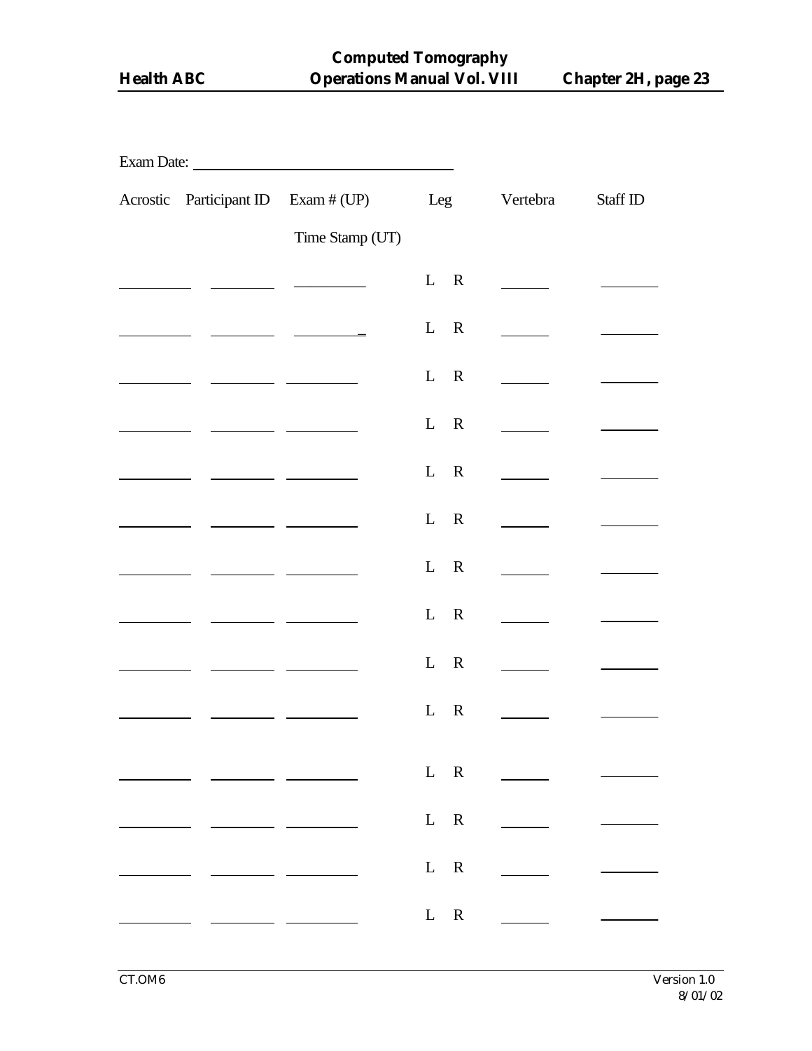Exam Date: ______________________

| Acrostic | Participant ID | Exam # (UP)<br>Time Stamp (UT) | Leg | Vertebra | Staff ID |
|---|---|---|---|---|---|
| ________ | ________ | ________ | L R | ______ | ______ |
| ________ | ________ | ________ | L R | ______ | ______ |
| ________ | ________ | ________ | L R | ______ | ______ |
| ________ | ________ | ________ | L R | ______ | ______ |
| ________ | ________ | ________ | L R | ______ | ______ |
| ________ | ________ | ________ | L R | ______ | ______ |
| ________ | ________ | ________ | L R | ______ | ______ |
| ________ | ________ | ________ | L R | ______ | ______ |
| ________ | ________ | ________ | L R | ______ | ______ |
| ________ | ________ | ________ | L R | ______ | ______ |
| ________ | ________ | ________ | L R | ______ | ______ |
| ________ | ________ | ________ | L R | ______ | ______ |
| ________ | ________ | ________ | L R | ______ | ______ |
| ________ | ________ | ________ | L R | ______ | ______ |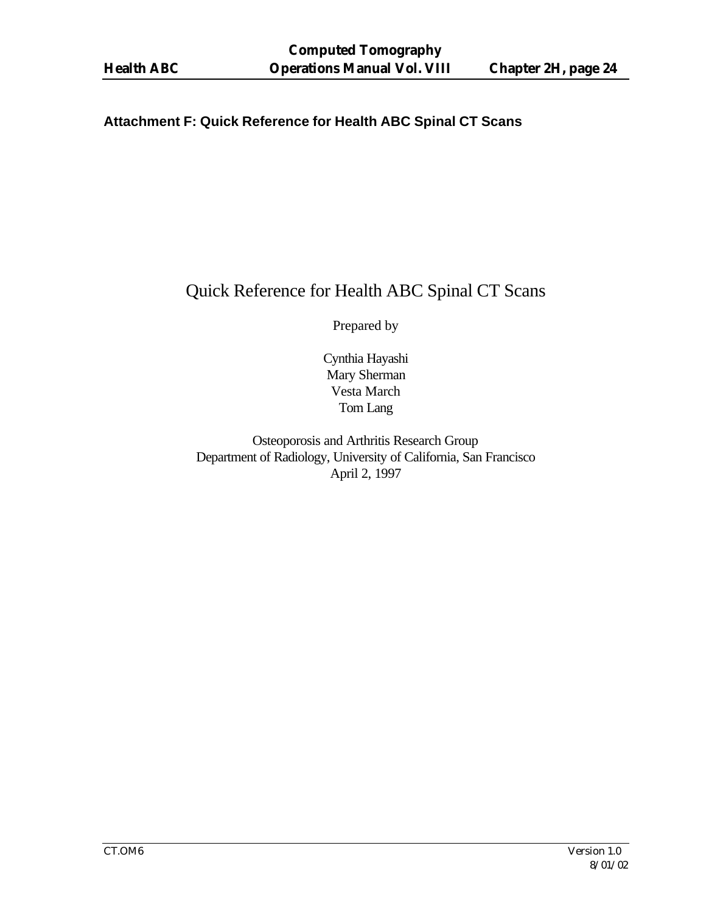**Attachment F: Quick Reference for Health ABC Spinal CT Scans**

# Quick Reference for Health ABC Spinal CT Scans

Prepared by

Cynthia Hayashi
Mary Sherman
Vesta March
Tom Lang

Osteoporosis and Arthritis Research Group
Department of Radiology, University of California, San Francisco
April 2, 1997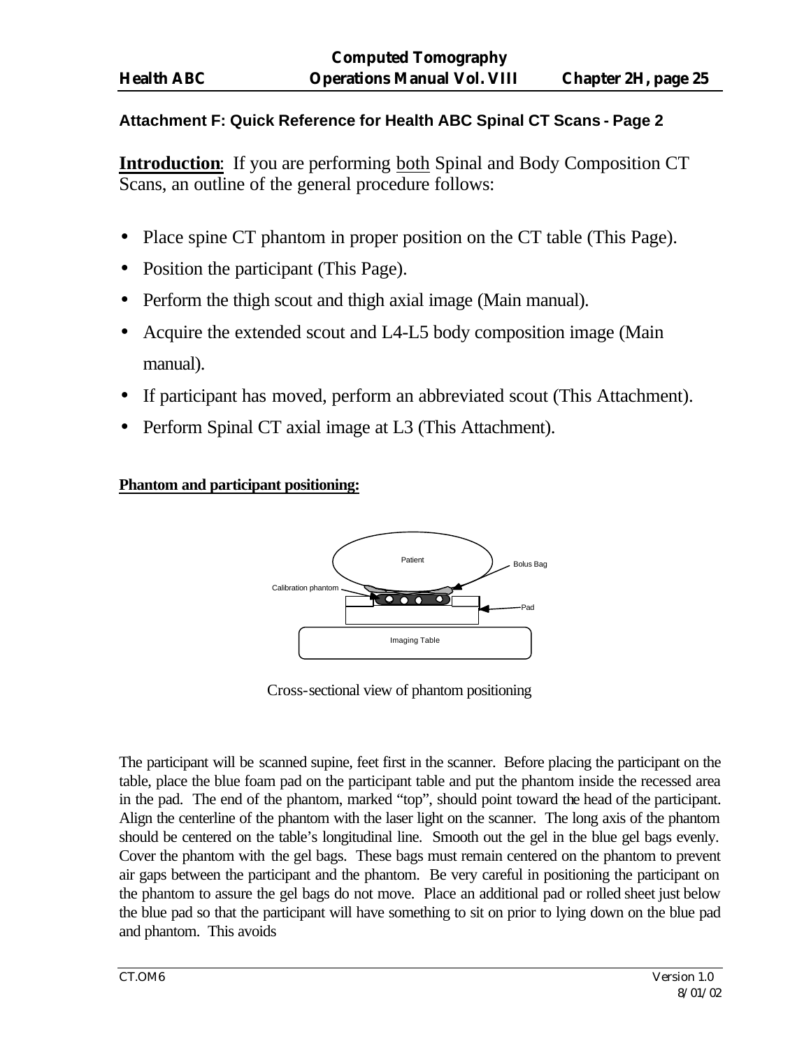## Attachment F: Quick Reference for Health ABC Spinal CT Scans - Page 2

**<u>Introduction</u>**: If you are performing <u>both</u> Spinal and Body Composition CT Scans, an outline of the general procedure follows:

- Place spine CT phantom in proper position on the CT table (This Page).
- Position the participant (This Page).
- Perform the thigh scout and thigh axial image (Main manual).
- Acquire the extended scout and L4-L5 body composition image (Main manual).
- If participant has moved, perform an abbreviated scout (This Attachment).
- Perform Spinal CT axial image at L3 (This Attachment).

**<u>Phantom and participant positioning:</u>**

Patient

Bolus Bag

Calibration phantom

Pad

Imaging Table

Cross-sectional view of phantom positioning

The participant will be scanned supine, feet first in the scanner. Before placing the participant on the table, place the blue foam pad on the participant table and put the phantom inside the recessed area in the pad. The end of the phantom, marked "top", should point toward the head of the participant. Align the centerline of the phantom with the laser light on the scanner. The long axis of the phantom should be centered on the table's longitudinal line. Smooth out the gel in the blue gel bags evenly. Cover the phantom with the gel bags. These bags must remain centered on the phantom to prevent air gaps between the participant and the phantom. Be very careful in positioning the participant on the phantom to assure the gel bags do not move. Place an additional pad or rolled sheet just below the blue pad so that the participant will have something to sit on prior to lying down on the blue pad and phantom. This avoids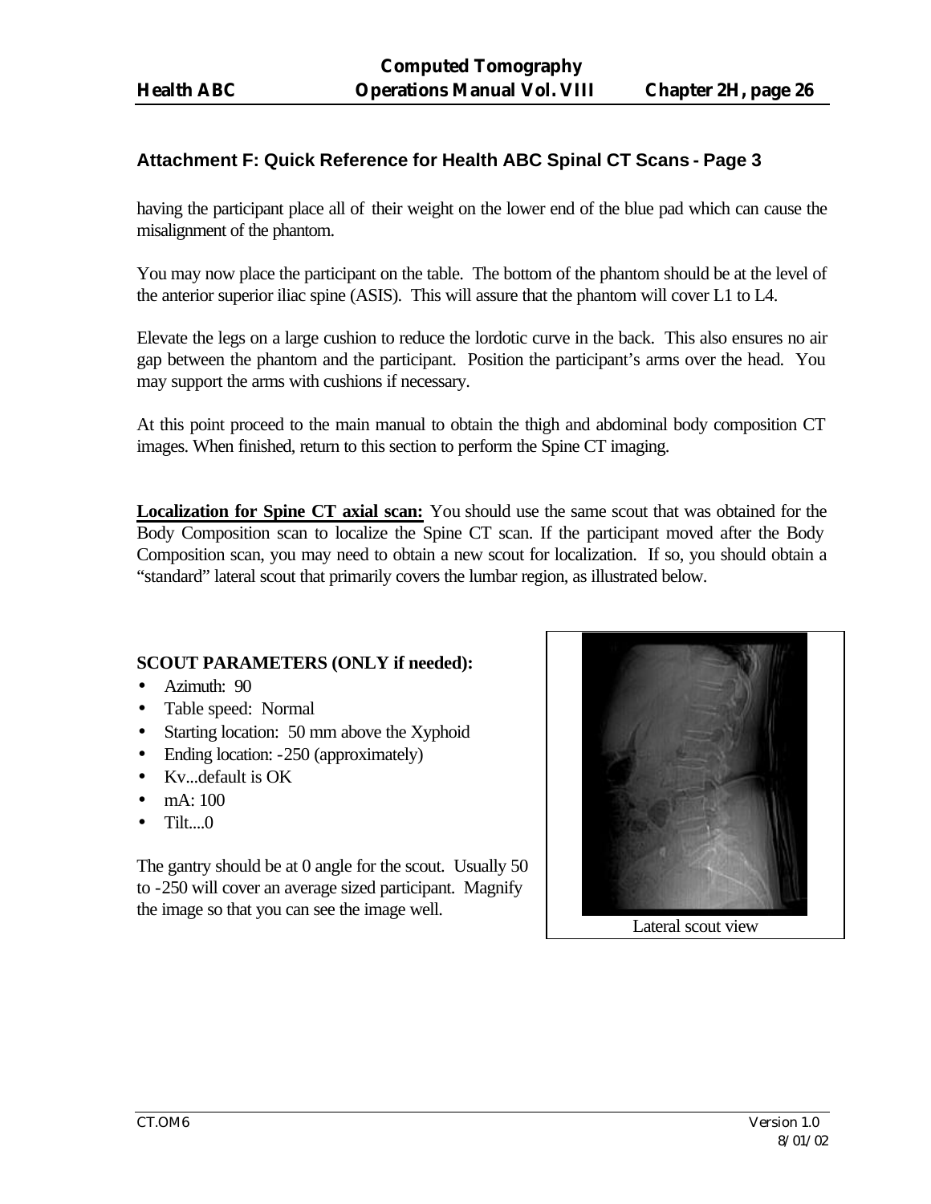## Attachment F: Quick Reference for Health ABC Spinal CT Scans - Page 3

having the participant place all of their weight on the lower end of the blue pad which can cause the misalignment of the phantom.

You may now place the participant on the table. The bottom of the phantom should be at the level of the anterior superior iliac spine (ASIS). This will assure that the phantom will cover L1 to L4.

Elevate the legs on a large cushion to reduce the lordotic curve in the back. This also ensures no air gap between the phantom and the participant. Position the participant's arms over the head. You may support the arms with cushions if necessary.

At this point proceed to the main manual to obtain the thigh and abdominal body composition CT images. When finished, return to this section to perform the Spine CT imaging.

**Localization for Spine CT axial scan:** You should use the same scout that was obtained for the Body Composition scan to localize the Spine CT scan. If the participant moved after the Body Composition scan, you may need to obtain a new scout for localization. If so, you should obtain a "standard" lateral scout that primarily covers the lumbar region, as illustrated below.

**SCOUT PARAMETERS (ONLY if needed):**

- Azimuth: 90
- Table speed: Normal
- Starting location: 50 mm above the Xyphoid
- Ending location: -250 (approximately)
- Kv...default is OK
- mA: 100
- Tilt....0

The gantry should be at 0 angle for the scout. Usually 50 to -250 will cover an average sized participant. Magnify the image so that you can see the image well.

Lateral scout view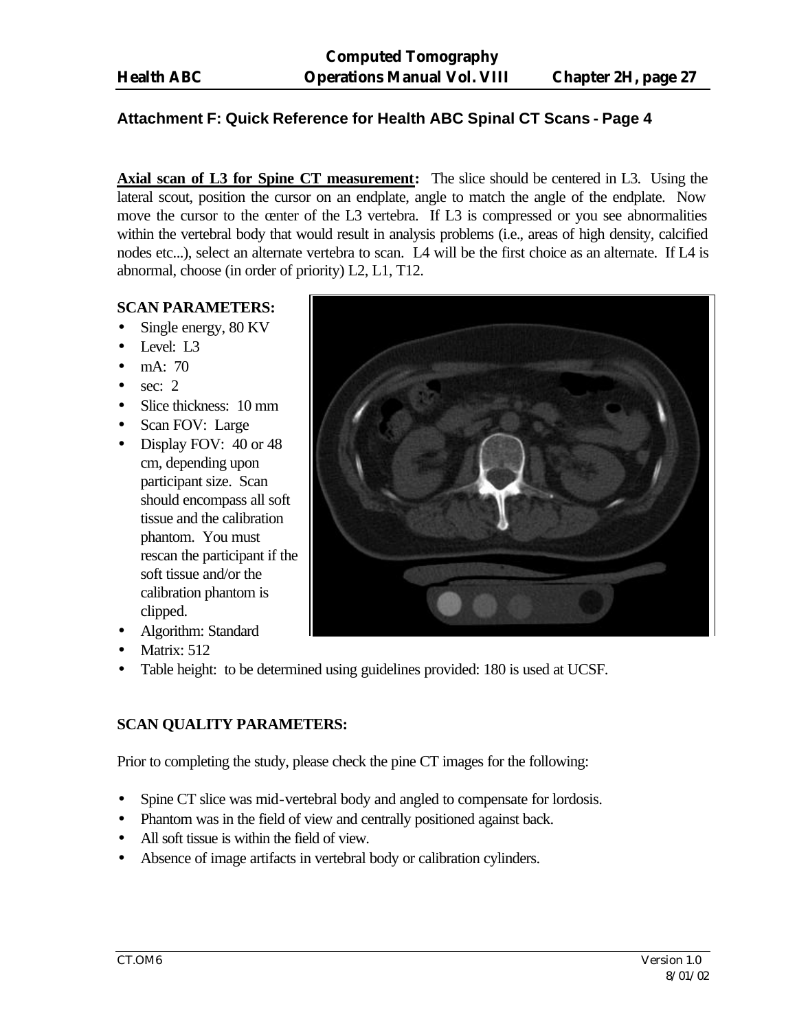## Attachment F: Quick Reference for Health ABC Spinal CT Scans - Page 4

**Axial scan of L3 for Spine CT measurement:** The slice should be centered in L3. Using the lateral scout, position the cursor on an endplate, angle to match the angle of the endplate. Now move the cursor to the center of the L3 vertebra. If L3 is compressed or you see abnormalities within the vertebral body that would result in analysis problems (i.e., areas of high density, calcified nodes etc...), select an alternate vertebra to scan. L4 will be the first choice as an alternate. If L4 is abnormal, choose (in order of priority) L2, L1, T12.

**SCAN PARAMETERS:**

- Single energy, 80 KV
- Level: L3
- mA: 70
- sec: 2
- Slice thickness: 10 mm
- Scan FOV: Large
- Display FOV: 40 or 48 cm, depending upon participant size. Scan should encompass all soft tissue and the calibration phantom. You must rescan the participant if the soft tissue and/or the calibration phantom is clipped.
- Algorithm: Standard
- Matrix: 512
- Table height: to be determined using guidelines provided: 180 is used at UCSF.

**SCAN QUALITY PARAMETERS:**

Prior to completing the study, please check the pine CT images for the following:

- Spine CT slice was mid-vertebral body and angled to compensate for lordosis.
- Phantom was in the field of view and centrally positioned against back.
- All soft tissue is within the field of view.
- Absence of image artifacts in vertebral body or calibration cylinders.